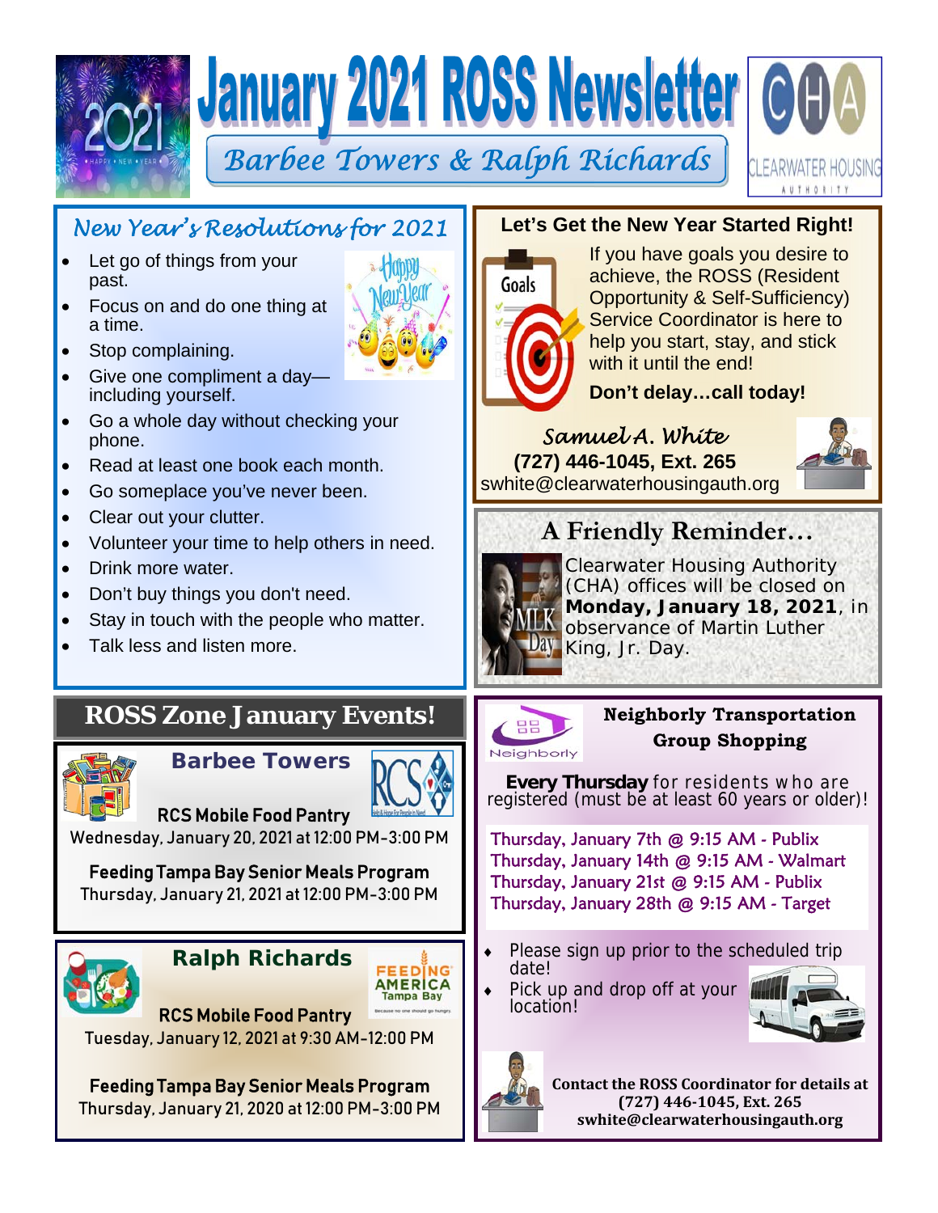# January 2021 ROSS Newsletter

## Barbee Towers & Ralph Richards

CLEARWATER HOUSING AUTHORITY

## New Year's Resolutions for 2021

- Let go of things from your past.
- Focus on and do one thing at a time.
- Stop complaining.
- Give one compliment a day—including yourself.
- Go a whole day without checking your phone.
- Read at least one book each month.
- Go someplace you've never been.
- Clear out your clutter.
- Volunteer your time to help others in need.
- Drink more water.
- Don't buy things you don't need.
- Stay in touch with the people who matter.
- Talk less and listen more.

## Let's Get the New Year Started Right!

If you have goals you desire to achieve, the ROSS (Resident Opportunity & Self-Sufficiency) Service Coordinator is here to help you start, stay, and stick with it until the end!

**Don't delay…call today!**

*Samuel A. White*
**(727) 446-1045, Ext. 265**
swhite@clearwaterhousingauth.org

## A Friendly Reminder…

Clearwater Housing Authority (CHA) offices will be closed on **Monday, January 18, 2021**, in observance of Martin Luther King, Jr. Day.

## ROSS Zone January Events!

### Barbee Towers

**RCS Mobile Food Pantry**
Wednesday, January 20, 2021 at 12:00 PM-3:00 PM

**Feeding Tampa Bay Senior Meals Program**
Thursday, January 21, 2021 at 12:00 PM-3:00 PM

### Ralph Richards

**RCS Mobile Food Pantry**
Tuesday, January 12, 2021 at 9:30 AM-12:00 PM

**Feeding Tampa Bay Senior Meals Program**
Thursday, January 21, 2020 at 12:00 PM-3:00 PM

## Neighborly Transportation Group Shopping

**Every Thursday** for residents who are registered (must be at least 60 years or older)!

Thursday, January 7th @ 9:15 AM - Publix
Thursday, January 14th @ 9:15 AM - Walmart
Thursday, January 21st @ 9:15 AM - Publix
Thursday, January 28th @ 9:15 AM - Target

- Please sign up prior to the scheduled trip date!
- Pick up and drop off at your location!

**Contact the ROSS Coordinator for details at (727) 446-1045, Ext. 265 swhite@clearwaterhousingauth.org**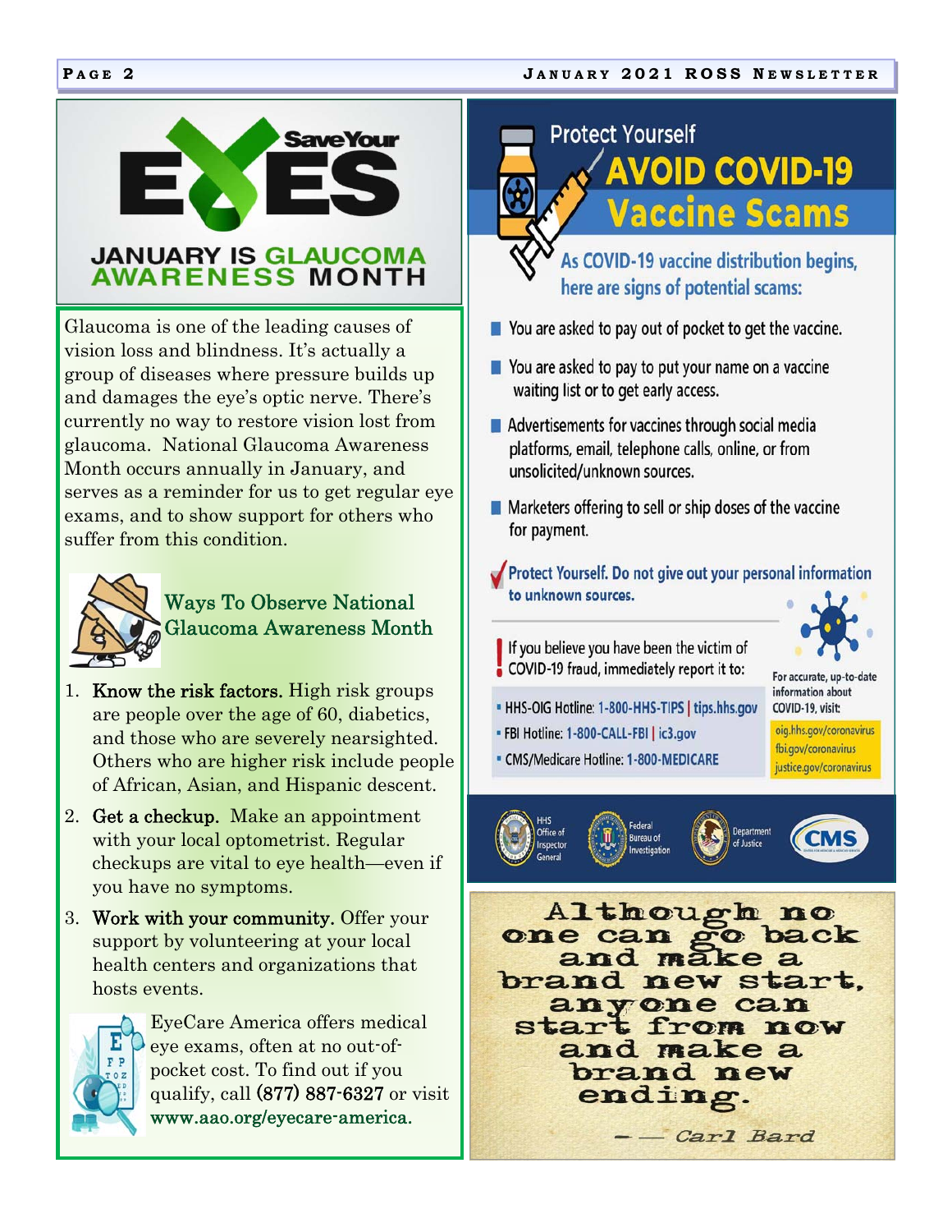# Save Your EYES

## JANUARY IS GLAUCOMA AWARENESS MONTH

Glaucoma is one of the leading causes of vision loss and blindness. It's actually a group of diseases where pressure builds up and damages the eye's optic nerve. There's currently no way to restore vision lost from glaucoma. National Glaucoma Awareness Month occurs annually in January, and serves as a reminder for us to get regular eye exams, and to show support for others who suffer from this condition.

### Ways To Observe National Glaucoma Awareness Month

1. **Know the risk factors.** High risk groups are people over the age of 60, diabetics, and those who are severely nearsighted. Others who are higher risk include people of African, Asian, and Hispanic descent.
2. **Get a checkup.** Make an appointment with your local optometrist. Regular checkups are vital to eye health—even if you have no symptoms.
3. **Work with your community.** Offer your support by volunteering at your local health centers and organizations that hosts events.

EyeCare America offers medical eye exams, often at no out-of-pocket cost. To find out if you qualify, call (877) 887-6327 or visit www.aao.org/eyecare-america.

# Protect Yourself AVOID COVID-19 Vaccine Scams

**As COVID-19 vaccine distribution begins, here are signs of potential scams:**

- You are asked to pay out of pocket to get the vaccine.
- You are asked to pay to put your name on a vaccine waiting list or to get early access.
- Advertisements for vaccines through social media platforms, email, telephone calls, online, or from unsolicited/unknown sources.
- Marketers offering to sell or ship doses of the vaccine for payment.

**Protect Yourself. Do not give out your personal information to unknown sources.**

If you believe you have been the victim of COVID-19 fraud, immediately report it to:

- HHS-OIG Hotline: 1-800-HHS-TIPS | tips.hhs.gov
- FBI Hotline: 1-800-CALL-FBI | ic3.gov
- CMS/Medicare Hotline: 1-800-MEDICARE

For accurate, up-to-date information about COVID-19, visit:
oig.hhs.gov/coronavirus
fbi.gov/coronavirus
justice.gov/coronavirus

HHS Office of Inspector General | Federal Bureau of Investigation | Department of Justice | CMS

Although no one can go back and make a brand new start, anyone can start from now and make a brand new ending.

— Carl Bard